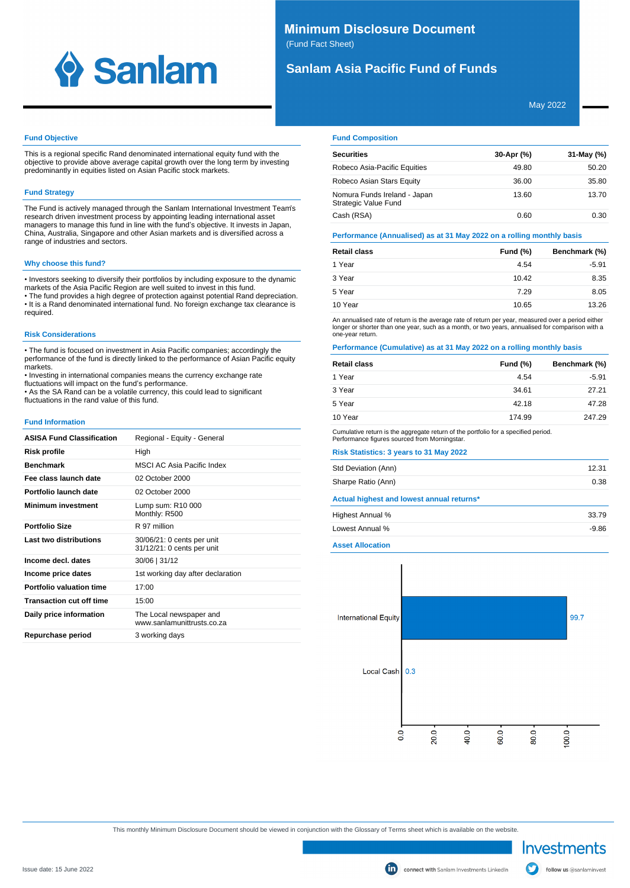# Minimum Disclosure Document

(Fund Fact Sheet)

## Sanlam Asia Pacific Fund of Funds

May 2022

### Fund Objective

This is a regional specific Rand denominated international equity fund with the objective to provide above average capital growth over the long term by investing predominantly in equities listed on Asian Pacific stock markets.

### Fund Strategy

The Fund is actively managed through the Sanlam International Investment Team's research driven investment process by appointing leading international asset managers to manage this fund in line with the fund's objective. It invests in Japan, China, Australia, Singapore and other Asian markets and is diversified across a range of industries and sectors.

### Why choose this fund?

- Investors seeking to diversify their portfolios by including exposure to the dynamic markets of the Asia Pacific Region are well suited to invest in this fund.
- The fund provides a high degree of protection against potential Rand depreciation.
- It is a Rand denominated international fund. No foreign exchange tax clearance is required.

### Risk Considerations

- The fund is focused on investment in Asia Pacific companies; accordingly the performance of the fund is directly linked to the performance of Asian Pacific equity markets.
- Investing in international companies means the currency exchange rate fluctuations will impact on the fund's performance.
- As the SA Rand can be a volatile currency, this could lead to significant fluctuations in the rand value of this fund.

### Fund Information

| | |
|---|---|
| **ASISA Fund Classification** | Regional - Equity - General |
| **Risk profile** | High |
| **Benchmark** | MSCI AC Asia Pacific Index |
| **Fee class launch date** | 02 October 2000 |
| **Portfolio launch date** | 02 October 2000 |
| **Minimum investment** | Lump sum: R10 000<br>Monthly: R500 |
| **Portfolio Size** | R 97 million |
| **Last two distributions** | 30/06/21: 0 cents per unit<br>31/12/21: 0 cents per unit |
| **Income decl. dates** | 30/06 \| 31/12 |
| **Income price dates** | 1st working day after declaration |
| **Portfolio valuation time** | 17:00 |
| **Transaction cut off time** | 15:00 |
| **Daily price information** | The Local newspaper and www.sanlamunittrusts.co.za |
| **Repurchase period** | 3 working days |

### Fund Composition

| Securities | 30-Apr (%) | 31-May (%) |
|---|---|---|
| Robeco Asia-Pacific Equities | 49.80 | 50.20 |
| Robeco Asian Stars Equity | 36.00 | 35.80 |
| Nomura Funds Ireland - Japan Strategic Value Fund | 13.60 | 13.70 |
| Cash (RSA) | 0.60 | 0.30 |

### Performance (Annualised) as at 31 May 2022 on a rolling monthly basis

| Retail class | Fund (%) | Benchmark (%) |
|---|---|---|
| 1 Year | 4.54 | -5.91 |
| 3 Year | 10.42 | 8.35 |
| 5 Year | 7.29 | 8.05 |
| 10 Year | 10.65 | 13.26 |

An annualised rate of return is the average rate of return per year, measured over a period either longer or shorter than one year, such as a month, or two years, annualised for comparison with a one-year return.

### Performance (Cumulative) as at 31 May 2022 on a rolling monthly basis

| Retail class | Fund (%) | Benchmark (%) |
|---|---|---|
| 1 Year | 4.54 | -5.91 |
| 3 Year | 34.61 | 27.21 |
| 5 Year | 42.18 | 47.28 |
| 10 Year | 174.99 | 247.29 |

Cumulative return is the aggregate return of the portfolio for a specified period.
Performance figures sourced from Morningstar.

### Risk Statistics: 3 years to 31 May 2022

| | |
|---|---|
| Std Deviation (Ann) | 12.31 |
| Sharpe Ratio (Ann) | 0.38 |

### Actual highest and lowest annual returns*

| | |
|---|---|
| Highest Annual % | 33.79 |
| Lowest Annual % | -9.86 |

### Asset Allocation

| Asset | % |
|---|---|
| International Equity | 99.7 |
| Local Cash | 0.3 |

This monthly Minimum Disclosure Document should be viewed in conjunction with the Glossary of Terms sheet which is available on the website.

Issue date: 15 June 2022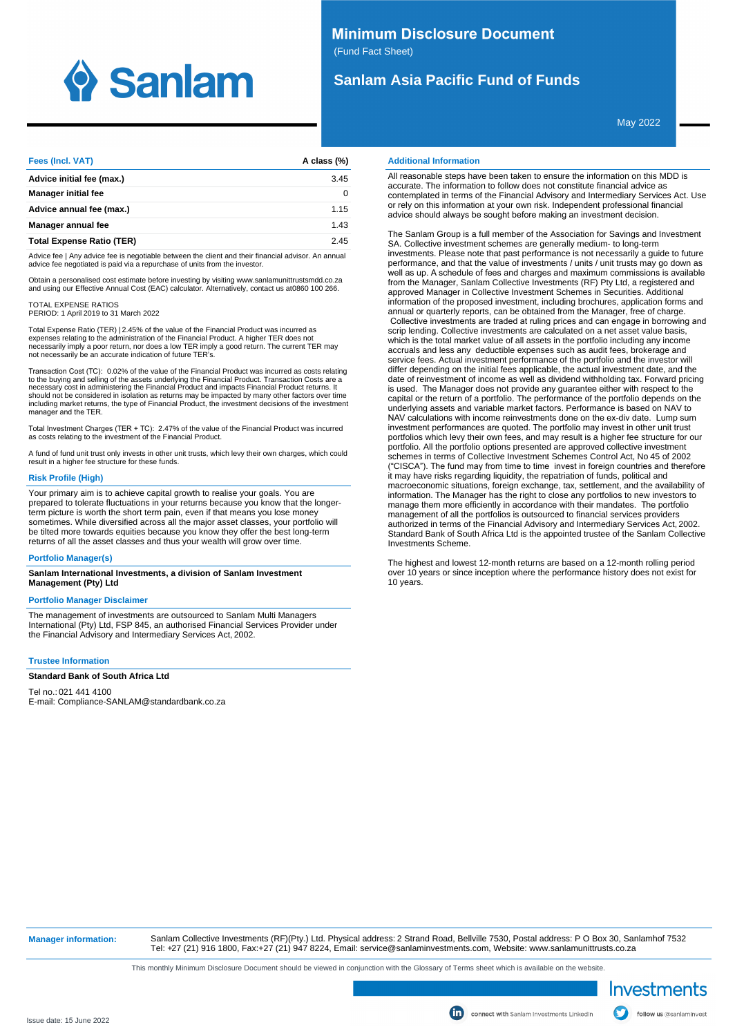# Minimum Disclosure Document

(Fund Fact Sheet)

## Sanlam Asia Pacific Fund of Funds

May 2022

### Fees (Incl. VAT)

| Fees (Incl. VAT) | A class (%) |
|---|---|
| **Advice initial fee (max.)** | 3.45 |
| **Manager initial fee** | 0 |
| **Advice annual fee (max.)** | 1.15 |
| **Manager annual fee** | 1.43 |
| **Total Expense Ratio (TER)** | 2.45 |

Advice fee | Any advice fee is negotiable between the client and their financial advisor. An annual advice fee negotiated is paid via a repurchase of units from the investor.

Obtain a personalised cost estimate before investing by visiting www.sanlamunittrustsmdd.co.za and using our Effective Annual Cost (EAC) calculator. Alternatively, contact us at0860 100 266.

TOTAL EXPENSE RATIOS
PERIOD: 1 April 2019 to 31 March 2022

Total Expense Ratio (TER) | 2.45% of the value of the Financial Product was incurred as expenses relating to the administration of the Financial Product. A higher TER does not necessarily imply a poor return, nor does a low TER imply a good return. The current TER may not necessarily be an accurate indication of future TER's.

Transaction Cost (TC): 0.02% of the value of the Financial Product was incurred as costs relating to the buying and selling of the assets underlying the Financial Product. Transaction Costs are a necessary cost in administering the Financial Product and impacts Financial Product returns. It should not be considered in isolation as returns may be impacted by many other factors over time including market returns, the type of Financial Product, the investment decisions of the investment manager and the TER.

Total Investment Charges (TER + TC): 2.47% of the value of the Financial Product was incurred as costs relating to the investment of the Financial Product.

A fund of fund unit trust only invests in other unit trusts, which levy their own charges, which could result in a higher fee structure for these funds.

### Risk Profile (High)

Your primary aim is to achieve capital growth to realise your goals. You are prepared to tolerate fluctuations in your returns because you know that the longer-term picture is worth the short term pain, even if that means you lose money sometimes. While diversified across all the major asset classes, your portfolio will be tilted more towards equities because you know they offer the best long-term returns of all the asset classes and thus your wealth will grow over time.

### Portfolio Manager(s)

**Sanlam International Investments, a division of Sanlam Investment Management (Pty) Ltd**

### Portfolio Manager Disclaimer

The management of investments are outsourced to Sanlam Multi Managers International (Pty) Ltd, FSP 845, an authorised Financial Services Provider under the Financial Advisory and Intermediary Services Act, 2002.

### Trustee Information

**Standard Bank of South Africa Ltd**

Tel no.: 021 441 4100
E-mail: Compliance-SANLAM@standardbank.co.za

### Additional Information

All reasonable steps have been taken to ensure the information on this MDD is accurate. The information to follow does not constitute financial advice as contemplated in terms of the Financial Advisory and Intermediary Services Act. Use or rely on this information at your own risk. Independent professional financial advice should always be sought before making an investment decision.

The Sanlam Group is a full member of the Association for Savings and Investment SA. Collective investment schemes are generally medium- to long-term investments. Please note that past performance is not necessarily a guide to future performance, and that the value of investments / units / unit trusts may go down as well as up. A schedule of fees and charges and maximum commissions is available from the Manager, Sanlam Collective Investments (RF) Pty Ltd, a registered and approved Manager in Collective Investment Schemes in Securities. Additional information of the proposed investment, including brochures, application forms and annual or quarterly reports, can be obtained from the Manager, free of charge. Collective investments are traded at ruling prices and can engage in borrowing and scrip lending. Collective investments are calculated on a net asset value basis, which is the total market value of all assets in the portfolio including any income accruals and less any deductible expenses such as audit fees, brokerage and service fees. Actual investment performance of the portfolio and the investor will differ depending on the initial fees applicable, the actual investment date, and the date of reinvestment of income as well as dividend withholding tax. Forward pricing is used. The Manager does not provide any guarantee either with respect to the capital or the return of a portfolio. The performance of the portfolio depends on the underlying assets and variable market factors. Performance is based on NAV to NAV calculations with income reinvestments done on the ex-div date. Lump sum investment performances are quoted. The portfolio may invest in other unit trust portfolios which levy their own fees, and may result is a higher fee structure for our portfolio. All the portfolio options presented are approved collective investment schemes in terms of Collective Investment Schemes Control Act, No 45 of 2002 ("CISCA"). The fund may from time to time invest in foreign countries and therefore it may have risks regarding liquidity, the repatriation of funds, political and macroeconomic situations, foreign exchange, tax, settlement, and the availability of information. The Manager has the right to close any portfolios to new investors to manage them more efficiently in accordance with their mandates. The portfolio management of all the portfolios is outsourced to financial services providers authorized in terms of the Financial Advisory and Intermediary Services Act, 2002. Standard Bank of South Africa Ltd is the appointed trustee of the Sanlam Collective Investments Scheme.

The highest and lowest 12-month returns are based on a 12-month rolling period over 10 years or since inception where the performance history does not exist for 10 years.

**Manager information:** Sanlam Collective Investments (RF)(Pty.) Ltd. Physical address: 2 Strand Road, Bellville 7530, Postal address: P O Box 30, Sanlamhof 7532 Tel: +27 (21) 916 1800, Fax:+27 (21) 947 8224, Email: service@sanlaminvestments.com, Website: www.sanlamunittrusts.co.za

This monthly Minimum Disclosure Document should be viewed in conjunction with the Glossary of Terms sheet which is available on the website.

Issue date: 15 June 2022